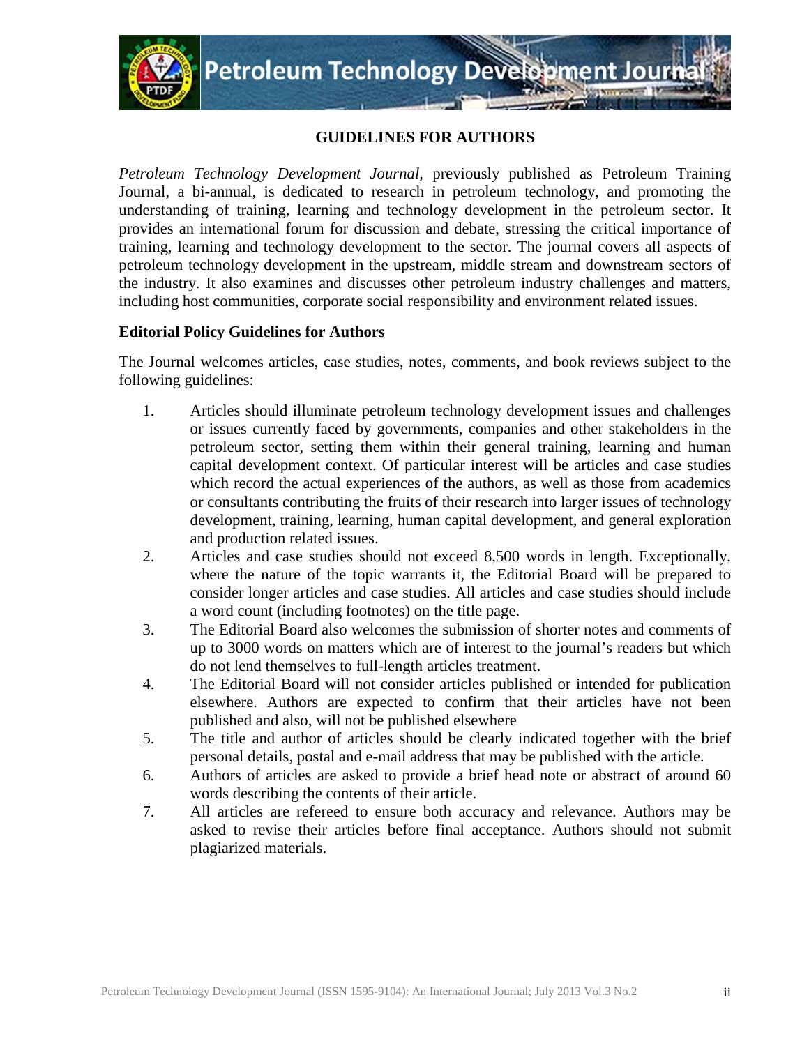## GUIDELINES FOR AUTHORS

*Petroleum Technology Development Journal,* previously published as Petroleum Training Journal, a bi-annual, is dedicated to research in petroleum technology, and promoting the understanding of training, learning and technology development in the petroleum sector. It provides an international forum for discussion and debate, stressing the critical importance of training, learning and technology development to the sector. The journal covers all aspects of petroleum technology development in the upstream, middle stream and downstream sectors of the industry. It also examines and discusses other petroleum industry challenges and matters, including host communities, corporate social responsibility and environment related issues.

### Editorial Policy Guidelines for Authors

The Journal welcomes articles, case studies, notes, comments, and book reviews subject to the following guidelines:

1. Articles should illuminate petroleum technology development issues and challenges or issues currently faced by governments, companies and other stakeholders in the petroleum sector, setting them within their general training, learning and human capital development context. Of particular interest will be articles and case studies which record the actual experiences of the authors, as well as those from academics or consultants contributing the fruits of their research into larger issues of technology development, training, learning, human capital development, and general exploration and production related issues.
2. Articles and case studies should not exceed 8,500 words in length. Exceptionally, where the nature of the topic warrants it, the Editorial Board will be prepared to consider longer articles and case studies. All articles and case studies should include a word count (including footnotes) on the title page.
3. The Editorial Board also welcomes the submission of shorter notes and comments of up to 3000 words on matters which are of interest to the journal's readers but which do not lend themselves to full-length articles treatment.
4. The Editorial Board will not consider articles published or intended for publication elsewhere. Authors are expected to confirm that their articles have not been published and also, will not be published elsewhere
5. The title and author of articles should be clearly indicated together with the brief personal details, postal and e-mail address that may be published with the article.
6. Authors of articles are asked to provide a brief head note or abstract of around 60 words describing the contents of their article.
7. All articles are refereed to ensure both accuracy and relevance. Authors may be asked to revise their articles before final acceptance. Authors should not submit plagiarized materials.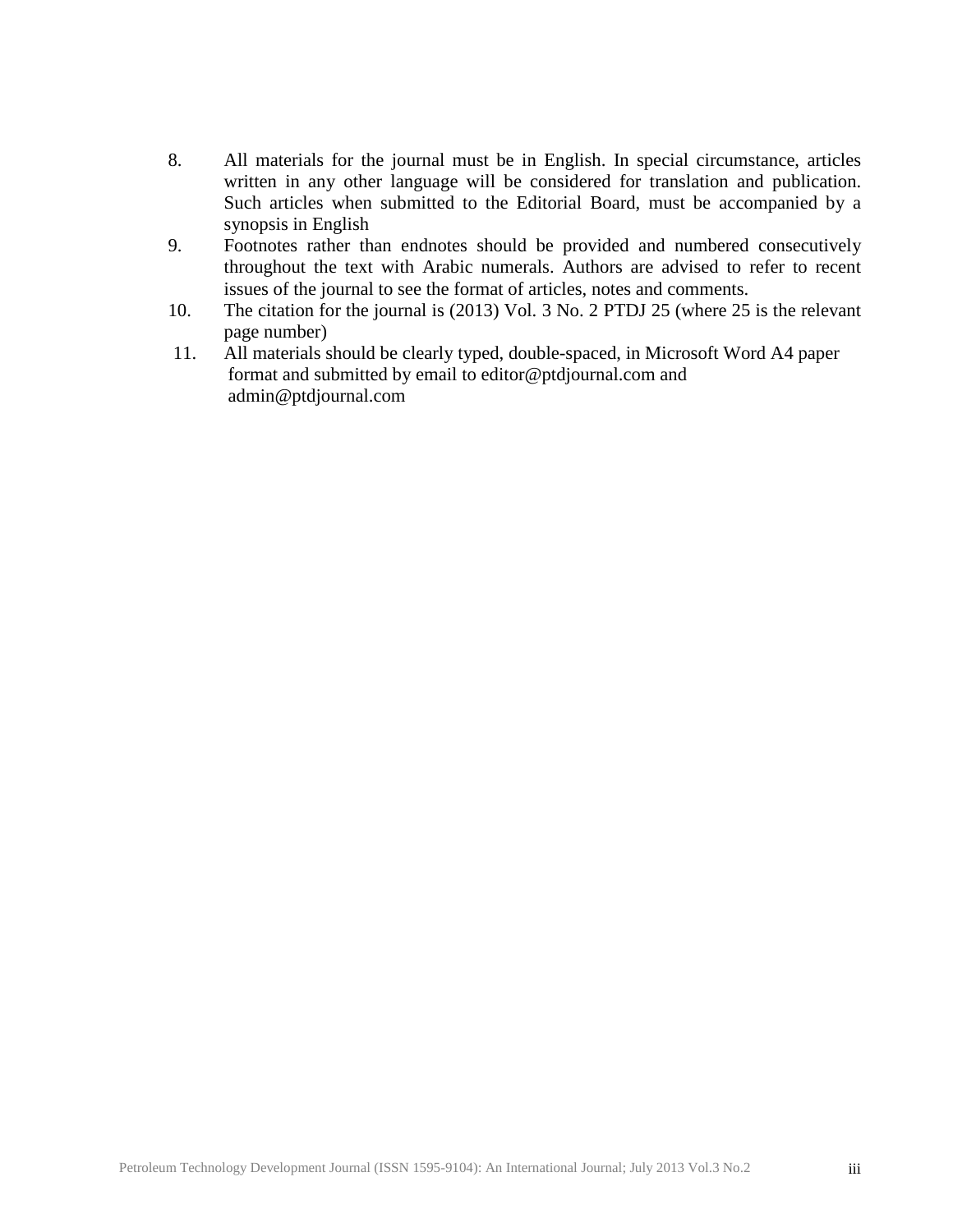8. All materials for the journal must be in English. In special circumstance, articles written in any other language will be considered for translation and publication. Such articles when submitted to the Editorial Board, must be accompanied by a synopsis in English
9. Footnotes rather than endnotes should be provided and numbered consecutively throughout the text with Arabic numerals. Authors are advised to refer to recent issues of the journal to see the format of articles, notes and comments.
10. The citation for the journal is (2013) Vol. 3 No. 2 PTDJ 25 (where 25 is the relevant page number)
11. All materials should be clearly typed, double-spaced, in Microsoft Word A4 paper format and submitted by email to editor@ptdjournal.com and admin@ptdjournal.com